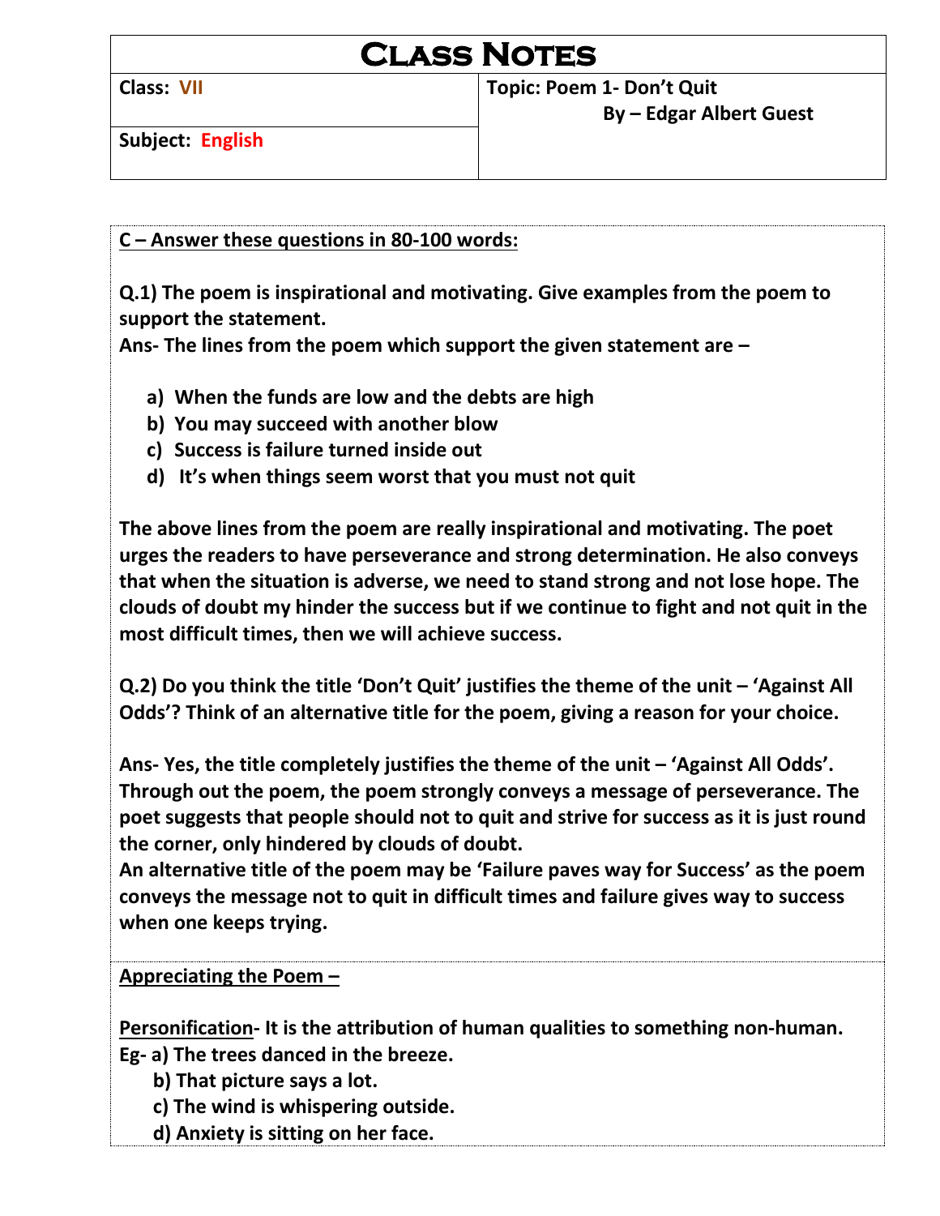# Class Notes

| Class: VII | Topic: Poem 1- Don't Quit<br>By – Edgar Albert Guest |
|---|---|
| Subject: English | |

**C – Answer these questions in 80-100 words:**

**Q.1) The poem is inspirational and motivating. Give examples from the poem to support the statement.**

**Ans- The lines from the poem which support the given statement are –**

a) **When the funds are low and the debts are high**
b) **You may succeed with another blow**
c) **Success is failure turned inside out**
d) **It's when things seem worst that you must not quit**

**The above lines from the poem are really inspirational and motivating. The poet urges the readers to have perseverance and strong determination. He also conveys that when the situation is adverse, we need to stand strong and not lose hope. The clouds of doubt my hinder the success but if we continue to fight and not quit in the most difficult times, then we will achieve success.**

**Q.2) Do you think the title 'Don't Quit' justifies the theme of the unit – 'Against All Odds'? Think of an alternative title for the poem, giving a reason for your choice.**

**Ans- Yes, the title completely justifies the theme of the unit – 'Against All Odds'. Through out the poem, the poem strongly conveys a message of perseverance. The poet suggests that people should not to quit and strive for success as it is just round the corner, only hindered by clouds of doubt.**
**An alternative title of the poem may be 'Failure paves way for Success' as the poem conveys the message not to quit in difficult times and failure gives way to success when one keeps trying.**

**Appreciating the Poem –**

**Personification- It is the attribution of human qualities to something non-human.**

**Eg- a) The trees danced in the breeze.**
**b) That picture says a lot.**
**c) The wind is whispering outside.**
**d) Anxiety is sitting on her face.**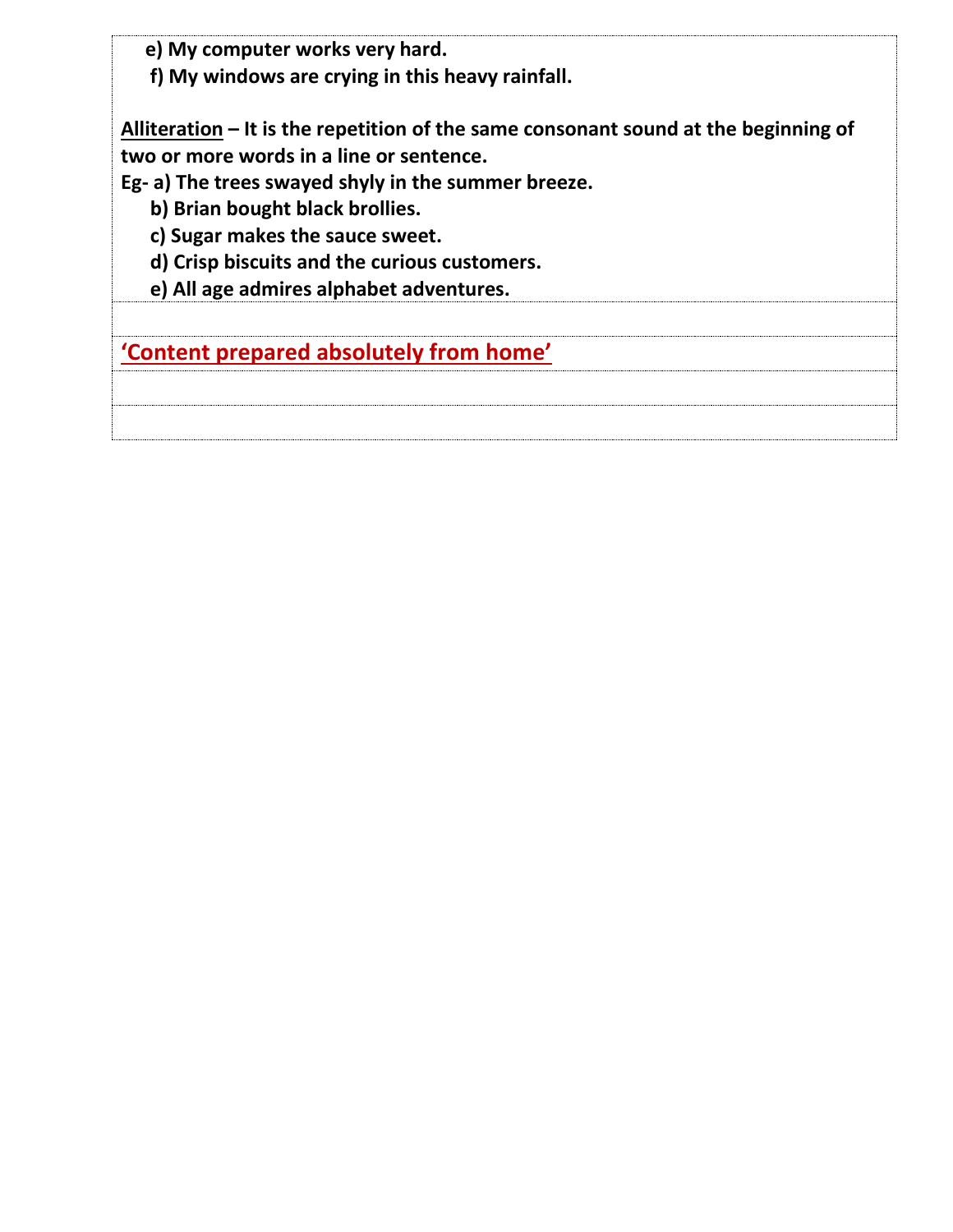**e) My computer works very hard.**

**f) My windows are crying in this heavy rainfall.**

**<u>Alliteration</u> – It is the repetition of the same consonant sound at the beginning of two or more words in a line or sentence.**

**Eg- a) The trees swayed shyly in the summer breeze.**

**b) Brian bought black brollies.**

**c) Sugar makes the sauce sweet.**

**d) Crisp biscuits and the curious customers.**

**e) All age admires alphabet adventures.**

**<u>'Content prepared absolutely from home'</u>**